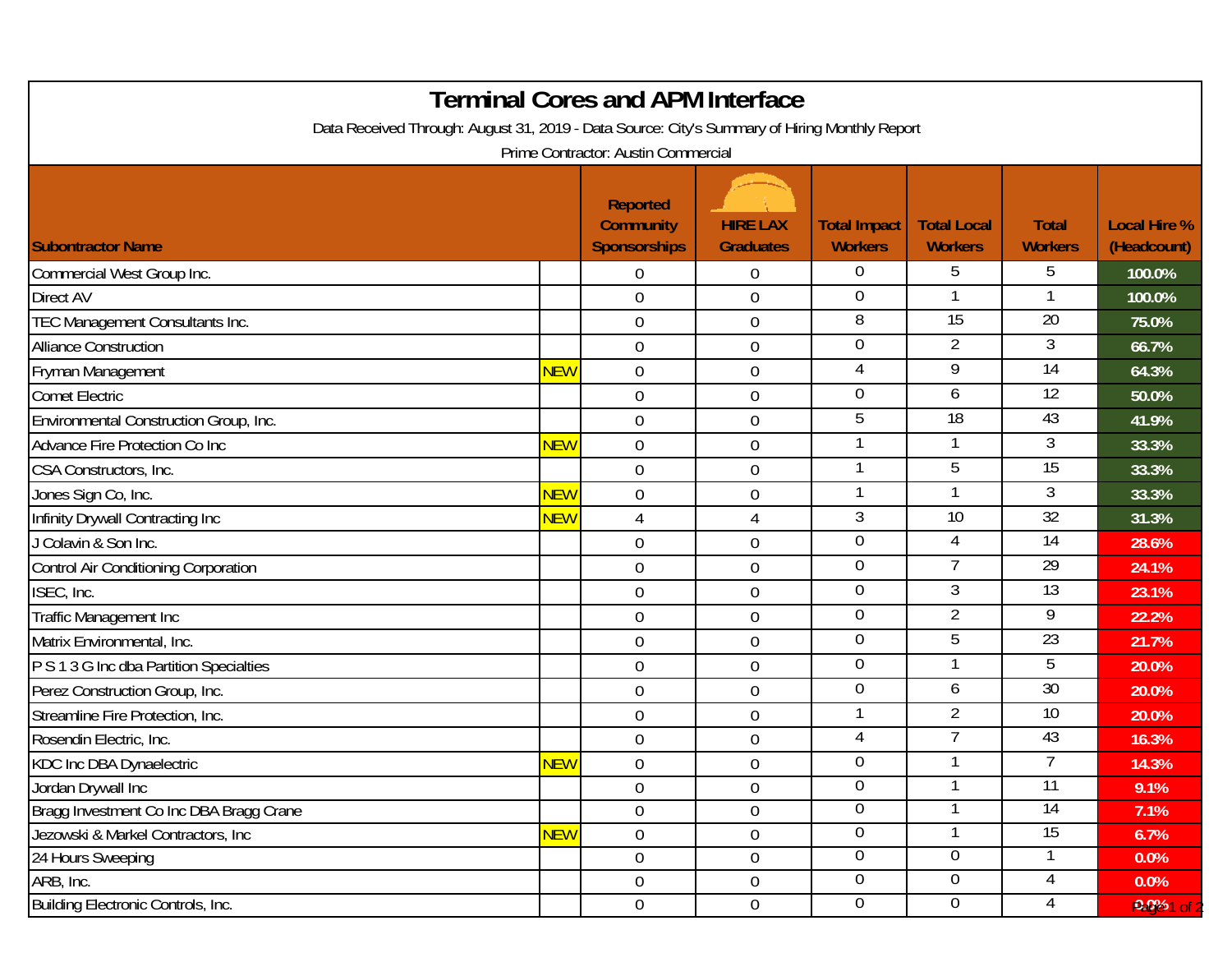# Terminal Cores and APM Interface

Data Received Through: August 31, 2019 - Data Source: City's Summary of Hiring Monthly Report

Prime Contractor: Austin Commercial

| Subontractor Name | | Reported Community Sponsorships | HIRE LAX Graduates | Total Impact Workers | Total Local Workers | Total Workers | Local Hire % (Headcount) |
|---|---|---|---|---|---|---|---|
| Commercial West Group Inc. | | 0 | 0 | 0 | 5 | 5 | 100.0% |
| Direct AV | | 0 | 0 | 0 | 1 | 1 | 100.0% |
| TEC Management Consultants Inc. | | 0 | 0 | 8 | 15 | 20 | 75.0% |
| Alliance Construction | | 0 | 0 | 0 | 2 | 3 | 66.7% |
| Fryman Management | NEW | 0 | 0 | 4 | 9 | 14 | 64.3% |
| Comet Electric | | 0 | 0 | 0 | 6 | 12 | 50.0% |
| Environmental Construction Group, Inc. | | 0 | 0 | 5 | 18 | 43 | 41.9% |
| Advance Fire Protection Co Inc | NEW | 0 | 0 | 1 | 1 | 3 | 33.3% |
| CSA Constructors, Inc. | | 0 | 0 | 1 | 5 | 15 | 33.3% |
| Jones Sign Co, Inc. | NEW | 0 | 0 | 1 | 1 | 3 | 33.3% |
| Infinity Drywall Contracting Inc | NEW | 4 | 4 | 3 | 10 | 32 | 31.3% |
| J Colavin & Son Inc. | | 0 | 0 | 0 | 4 | 14 | 28.6% |
| Control Air Conditioning Corporation | | 0 | 0 | 0 | 7 | 29 | 24.1% |
| ISEC, Inc. | | 0 | 0 | 0 | 3 | 13 | 23.1% |
| Traffic Management Inc | | 0 | 0 | 0 | 2 | 9 | 22.2% |
| Matrix Environmental, Inc. | | 0 | 0 | 0 | 5 | 23 | 21.7% |
| P S 1 3 G Inc dba Partition Specialties | | 0 | 0 | 0 | 1 | 5 | 20.0% |
| Perez Construction Group, Inc. | | 0 | 0 | 0 | 6 | 30 | 20.0% |
| Streamline Fire Protection, Inc. | | 0 | 0 | 1 | 2 | 10 | 20.0% |
| Rosendin Electric, Inc. | | 0 | 0 | 4 | 7 | 43 | 16.3% |
| KDC Inc DBA Dynaelectric | NEW | 0 | 0 | 0 | 1 | 7 | 14.3% |
| Jordan Drywall Inc | | 0 | 0 | 0 | 1 | 11 | 9.1% |
| Bragg Investment Co Inc DBA Bragg Crane | | 0 | 0 | 0 | 1 | 14 | 7.1% |
| Jezowski & Markel Contractors, Inc | NEW | 0 | 0 | 0 | 1 | 15 | 6.7% |
| 24 Hours Sweeping | | 0 | 0 | 0 | 0 | 1 | 0.0% |
| ARB, Inc. | | 0 | 0 | 0 | 0 | 4 | 0.0% |
| Building Electronic Controls, Inc. | | 0 | 0 | 0 | 0 | 4 | 0.0% |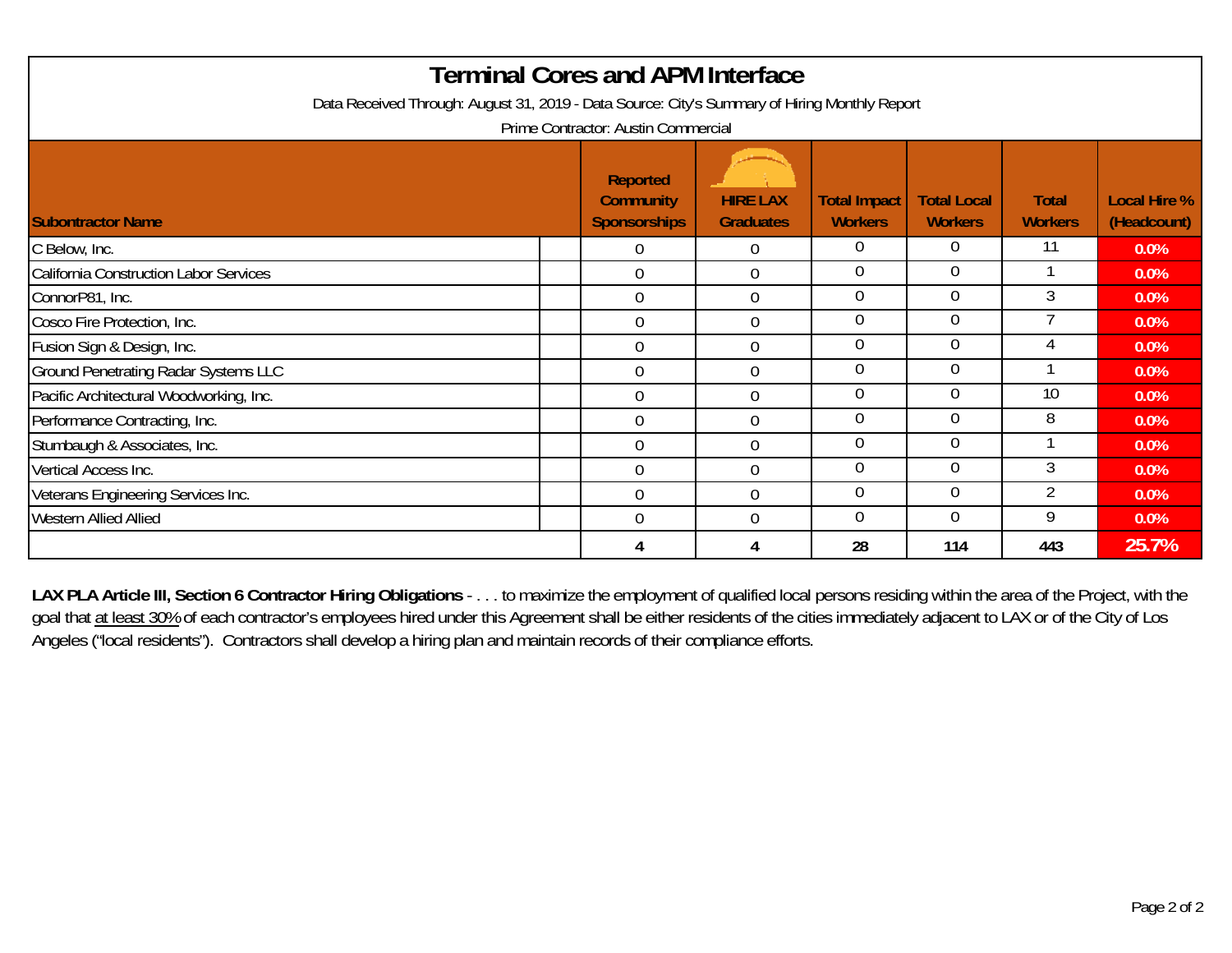# Terminal Cores and APM Interface

Data Received Through: August 31, 2019 - Data Source: City's Summary of Hiring Monthly Report

Prime Contractor: Austin Commercial

| Subcontractor Name | Reported Community Sponsorships | HIRE LAX Graduates | Total Impact Workers | Total Local Workers | Total Workers | Local Hire % (Headcount) |
|---|---|---|---|---|---|---|
| C Below, Inc. | 0 | 0 | 0 | 0 | 11 | 0.0% |
| California Construction Labor Services | 0 | 0 | 0 | 0 | 1 | 0.0% |
| ConnorP81, Inc. | 0 | 0 | 0 | 0 | 3 | 0.0% |
| Cosco Fire Protection, Inc. | 0 | 0 | 0 | 0 | 7 | 0.0% |
| Fusion Sign & Design, Inc. | 0 | 0 | 0 | 0 | 4 | 0.0% |
| Ground Penetrating Radar Systems LLC | 0 | 0 | 0 | 0 | 1 | 0.0% |
| Pacific Architectural Woodworking, Inc. | 0 | 0 | 0 | 0 | 10 | 0.0% |
| Performance Contracting, Inc. | 0 | 0 | 0 | 0 | 8 | 0.0% |
| Stumbaugh & Associates, Inc. | 0 | 0 | 0 | 0 | 1 | 0.0% |
| Vertical Access Inc. | 0 | 0 | 0 | 0 | 3 | 0.0% |
| Veterans Engineering Services Inc. | 0 | 0 | 0 | 0 | 2 | 0.0% |
| Western Allied Allied | 0 | 0 | 0 | 0 | 9 | 0.0% |
| | 4 | 4 | 28 | 114 | 443 | 25.7% |

**LAX PLA Article III, Section 6 Contractor Hiring Obligations** - . . . to maximize the employment of qualified local persons residing within the area of the Project, with the goal that at least 30% of each contractor's employees hired under this Agreement shall be either residents of the cities immediately adjacent to LAX or of the City of Los Angeles ("local residents"). Contractors shall develop a hiring plan and maintain records of their compliance efforts.